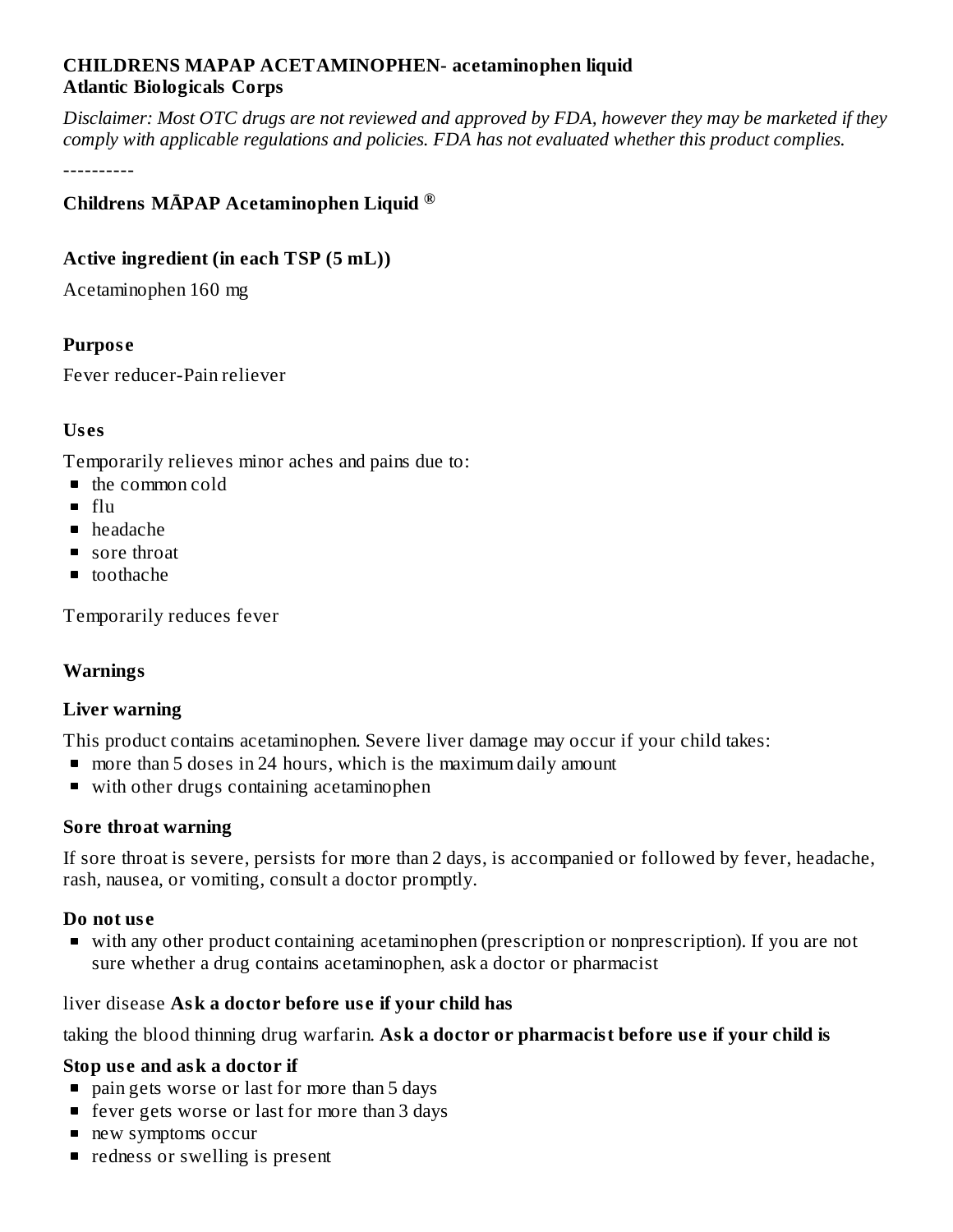**CHILDRENS MAPAP ACETAMINOPHEN- acetaminophen liquid**
**Atlantic Biologicals Corps**

*Disclaimer: Most OTC drugs are not reviewed and approved by FDA, however they may be marketed if they comply with applicable regulations and policies. FDA has not evaluated whether this product complies.*

----------

**Childrens MĀPAP Acetaminophen Liquid ®**

**Active ingredient (in each TSP (5 mL))**

Acetaminophen 160 mg

**Purpose**

Fever reducer-Pain reliever

**Uses**

Temporarily relieves minor aches and pains due to:

- the common cold
- flu
- headache
- sore throat
- toothache

Temporarily reduces fever

**Warnings**

**Liver warning**

This product contains acetaminophen. Severe liver damage may occur if your child takes:

- more than 5 doses in 24 hours, which is the maximum daily amount
- with other drugs containing acetaminophen

**Sore throat warning**

If sore throat is severe, persists for more than 2 days, is accompanied or followed by fever, headache, rash, nausea, or vomiting, consult a doctor promptly.

**Do not use**

- with any other product containing acetaminophen (prescription or nonprescription). If you are not sure whether a drug contains acetaminophen, ask a doctor or pharmacist

liver disease **Ask a doctor before use if your child has**

taking the blood thinning drug warfarin. **Ask a doctor or pharmacist before use if your child is**

**Stop use and ask a doctor if**

- pain gets worse or last for more than 5 days
- fever gets worse or last for more than 3 days
- new symptoms occur
- redness or swelling is present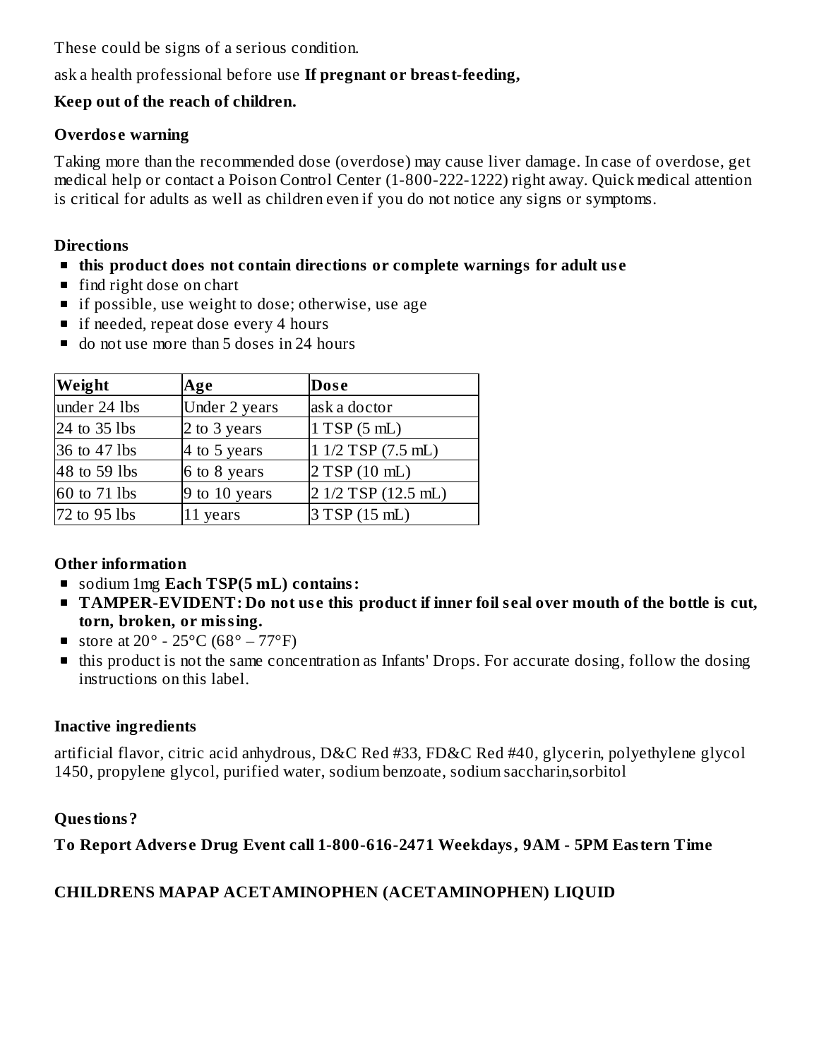These could be signs of a serious condition.

ask a health professional before use **If pregnant or breast-feeding,**

**Keep out of the reach of children.**

**Overdose warning**

Taking more than the recommended dose (overdose) may cause liver damage. In case of overdose, get medical help or contact a Poison Control Center (1-800-222-1222) right away. Quick medical attention is critical for adults as well as children even if you do not notice any signs or symptoms.

**Directions**

- **this product does not contain directions or complete warnings for adult use**
- find right dose on chart
- if possible, use weight to dose; otherwise, use age
- if needed, repeat dose every 4 hours
- do not use more than 5 doses in 24 hours

| Weight | Age | Dose |
|---|---|---|
| under 24 lbs | Under 2 years | ask a doctor |
| 24 to 35 lbs | 2 to 3 years | 1 TSP (5 mL) |
| 36 to 47 lbs | 4 to 5 years | 1 1/2 TSP (7.5 mL) |
| 48 to 59 lbs | 6 to 8 years | 2 TSP (10 mL) |
| 60 to 71 lbs | 9 to 10 years | 2 1/2 TSP (12.5 mL) |
| 72 to 95 lbs | 11 years | 3 TSP (15 mL) |

**Other information**

- sodium 1mg **Each TSP(5 mL) contains:**
- **TAMPER-EVIDENT: Do not use this product if inner foil seal over mouth of the bottle is cut, torn, broken, or missing.**
- store at 20° - 25°C (68° – 77°F)
- this product is not the same concentration as Infants' Drops. For accurate dosing, follow the dosing instructions on this label.

**Inactive ingredients**

artificial flavor, citric acid anhydrous, D&C Red #33, FD&C Red #40, glycerin, polyethylene glycol 1450, propylene glycol, purified water, sodium benzoate, sodium saccharin,sorbitol

**Questions?**

**To Report Adverse Drug Event call 1-800-616-2471 Weekdays, 9AM - 5PM Eastern Time**

**CHILDRENS MAPAP ACETAMINOPHEN (ACETAMINOPHEN) LIQUID**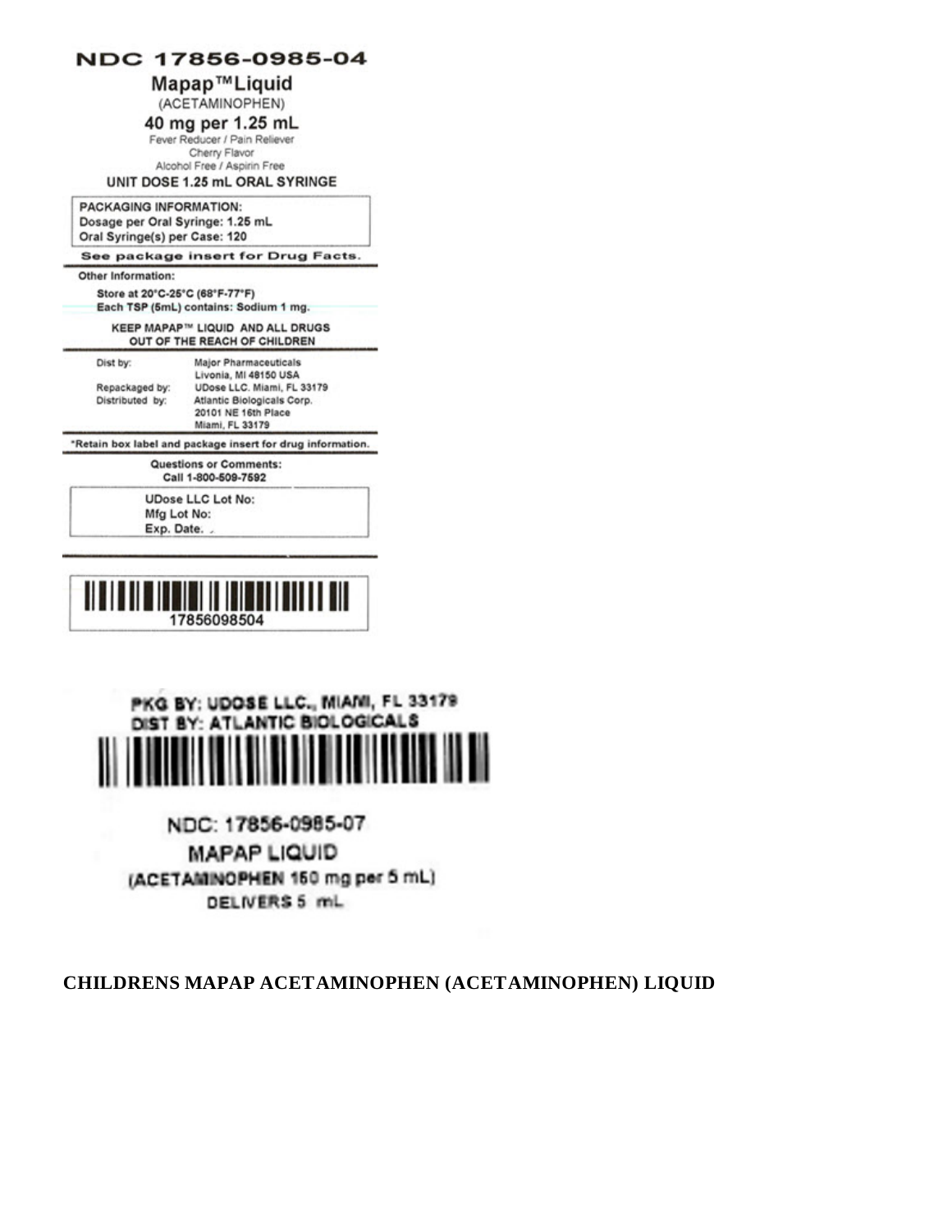NDC 17856-0985-04

**Mapap™Liquid**

(ACETAMINOPHEN)

**40 mg per 1.25 mL**

Fever Reducer / Pain Reliever

Cherry Flavor

Alcohol Free / Aspirin Free

**UNIT DOSE 1.25 mL ORAL SYRINGE**

**PACKAGING INFORMATION:**
Dosage per Oral Syringe: 1.25 mL
Oral Syringe(s) per Case: 120

**See package insert for Drug Facts.**

**Other Information:**

Store at 20°C-25°C (68°F-77°F)
Each TSP (5mL) contains: Sodium 1 mg.

**KEEP MAPAP™ LIQUID AND ALL DRUGS OUT OF THE REACH OF CHILDREN**

| | |
|---|---|
| Dist by: | Major Pharmaceuticals Livonia, MI 48150 USA |
| Repackaged by: | UDose LLC. Miami, FL 33179 |
| Distributed by: | Atlantic Biologicals Corp. 20101 NE 16th Place Miami, FL 33179 |

*Retain box label and package insert for drug information.

Questions or Comments:
Call 1-800-509-7592

UDose LLC Lot No:
Mfg Lot No:
Exp. Date.

17856098504

PKG BY: UDOSE LLC., MIAMI, FL 33179
DIST BY: ATLANTIC BIOLOGICALS

NDC: 17856-0985-07

MAPAP LIQUID

(ACETAMINOPHEN 160 mg per 5 mL)

DELIVERS 5 mL

**CHILDRENS MAPAP ACETAMINOPHEN (ACETAMINOPHEN) LIQUID**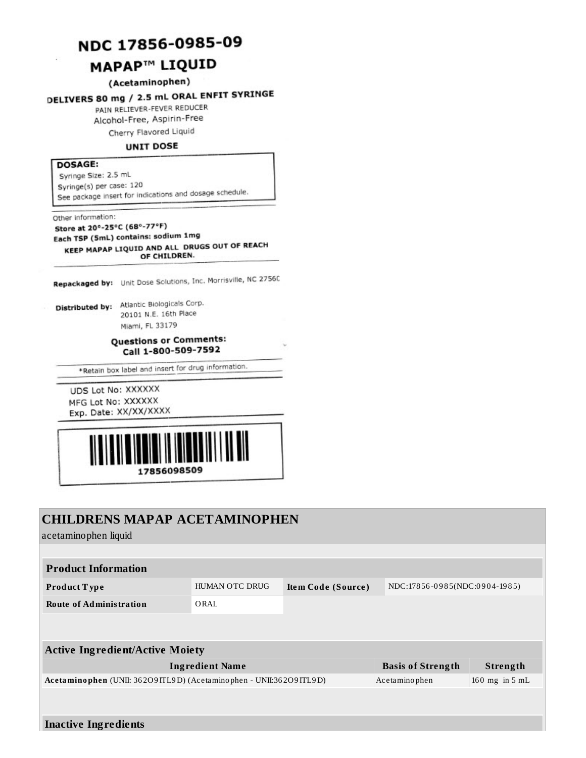# NDC 17856-0985-09

## MAPAP™ LIQUID

**(Acetaminophen)**

**DELIVERS 80 mg / 2.5 mL ORAL ENFIT SYRINGE**

PAIN RELIEVER-FEVER REDUCER

Alcohol-Free, Aspirin-Free

Cherry Flavored Liquid

**UNIT DOSE**

**DOSAGE:**

Syringe Size: 2.5 mL

Syringe(s) per case: 120

See package insert for indications and dosage schedule.

Other information:

**Store at 20°-25°C (68°-77°F)**

**Each TSP (5mL) contains: sodium 1mg**

**KEEP MAPAP LIQUID AND ALL DRUGS OUT OF REACH OF CHILDREN.**

**Repackaged by:** Unit Dose Solutions, Inc. Morrisville, NC 2756C

**Distributed by:** Atlantic Biologicals Corp.
20101 N.E. 16th Place
Miami, FL 33179

**Questions or Comments:**
**Call 1-800-509-7592**

*Retain box label and insert for drug information.

UDS Lot No: XXXXXX

MFG Lot No: XXXXXX

Exp. Date: XX/XX/XXXX

17856098509

## CHILDRENS MAPAP ACETAMINOPHEN

acetaminophen liquid

| Product Information | | | |
|---|---|---|---|
| **Product Type** | HUMAN OTC DRUG | **Item Code (Source)** | NDC:17856-0985(NDC:0904-1985) |
| **Route of Administration** | ORAL | | |

| Active Ingredient/Active Moiety | | |
|---|---|---|
| **Ingredient Name** | **Basis of Strength** | **Strength** |
| **Acetaminophen** (UNII: 362O9ITL9D) (Acetaminophen - UNII:362O9ITL9D) | Acetaminophen | 160 mg in 5 mL |

**Inactive Ingredients**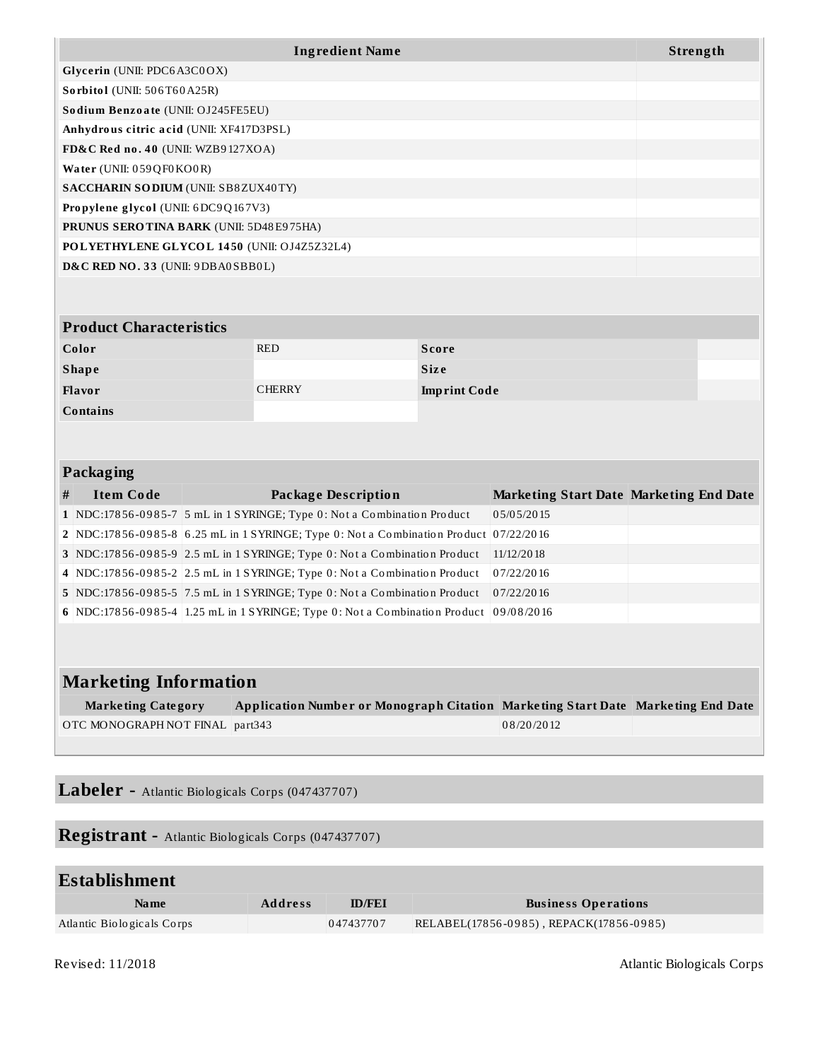| Ingredient Name | Strength |
| --- | --- |
| **Glycerin** (UNII: PDC6A3C0OX) | |
| **Sorbitol** (UNII: 506T60A25R) | |
| **Sodium Benzoate** (UNII: OJ245FE5EU) | |
| **Anhydrous citric acid** (UNII: XF417D3PSL) | |
| **FD&C Red no. 40** (UNII: WZB9127XOA) | |
| **Water** (UNII: 059QF0KO0R) | |
| **SACCHARIN SODIUM** (UNII: SB8ZUX40TY) | |
| **Propylene glycol** (UNII: 6DC9Q167V3) | |
| **PRUNUS SEROTINA BARK** (UNII: 5D48E975HA) | |
| **POLYETHYLENE GLYCOL 1450** (UNII: OJ4Z5Z32L4) | |
| **D&C RED NO. 33** (UNII: 9DBA0SBB0L) | |

| Product Characteristics | | | |
| --- | --- | --- | --- |
| **Color** | RED | **Score** | |
| **Shape** | | **Size** | |
| **Flavor** | CHERRY | **Imprint Code** | |
| **Contains** | | | |

## Packaging

| # | Item Code | Package Description | Marketing Start Date | Marketing End Date |
| --- | --- | --- | --- | --- |
| 1 | NDC:17856-0985-7 | 5 mL in 1 SYRINGE; Type 0: Not a Combination Product | 05/05/2015 | |
| 2 | NDC:17856-0985-8 | 6.25 mL in 1 SYRINGE; Type 0: Not a Combination Product | 07/22/2016 | |
| 3 | NDC:17856-0985-9 | 2.5 mL in 1 SYRINGE; Type 0: Not a Combination Product | 11/12/2018 | |
| 4 | NDC:17856-0985-2 | 2.5 mL in 1 SYRINGE; Type 0: Not a Combination Product | 07/22/2016 | |
| 5 | NDC:17856-0985-5 | 7.5 mL in 1 SYRINGE; Type 0: Not a Combination Product | 07/22/2016 | |
| 6 | NDC:17856-0985-4 | 1.25 mL in 1 SYRINGE; Type 0: Not a Combination Product | 09/08/2016 | |

## Marketing Information

| Marketing Category | Application Number or Monograph Citation | Marketing Start Date | Marketing End Date |
| --- | --- | --- | --- |
| OTC MONOGRAPH NOT FINAL | part343 | 08/20/2012 | |

## Labeler - Atlantic Biologicals Corps (047437707)

## Registrant - Atlantic Biologicals Corps (047437707)

## Establishment

| Name | Address | ID/FEI | Business Operations |
| --- | --- | --- | --- |
| Atlantic Biologicals Corps | | 047437707 | RELABEL(17856-0985) , REPACK(17856-0985) |

Revised: 11/2018 Atlantic Biologicals Corps